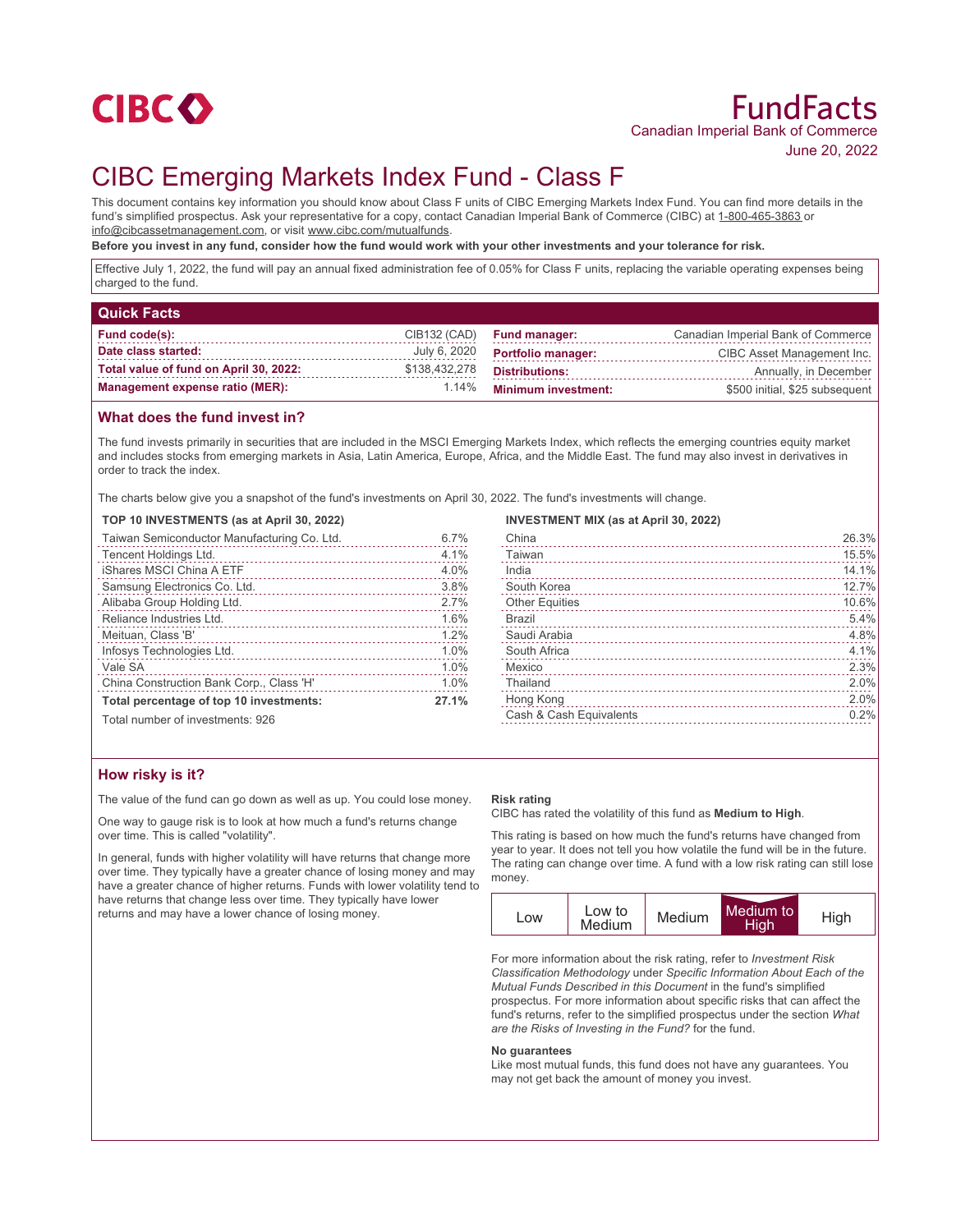CIBC

# FundFacts

Canadian Imperial Bank of Commerce

June 20, 2022

# CIBC Emerging Markets Index Fund - Class F

This document contains key information you should know about Class F units of CIBC Emerging Markets Index Fund. You can find more details in the fund's simplified prospectus. Ask your representative for a copy, contact Canadian Imperial Bank of Commerce (CIBC) at 1-800-465-3863 or info@cibcassetmanagement.com, or visit www.cibc.com/mutualfunds.

**Before you invest in any fund, consider how the fund would work with your other investments and your tolerance for risk.**

Effective July 1, 2022, the fund will pay an annual fixed administration fee of 0.05% for Class F units, replacing the variable operating expenses being charged to the fund.

## Quick Facts

| | | | |
|---|---|---|---|
| **Fund code(s):** | CIB132 (CAD) | **Fund manager:** | Canadian Imperial Bank of Commerce |
| **Date class started:** | July 6, 2020 | **Portfolio manager:** | CIBC Asset Management Inc. |
| **Total value of fund on April 30, 2022:** | $138,432,278 | **Distributions:** | Annually, in December |
| **Management expense ratio (MER):** | 1.14% | **Minimum investment:** | $500 initial, $25 subsequent |

## What does the fund invest in?

The fund invests primarily in securities that are included in the MSCI Emerging Markets Index, which reflects the emerging countries equity market and includes stocks from emerging markets in Asia, Latin America, Europe, Africa, and the Middle East. The fund may also invest in derivatives in order to track the index.

The charts below give you a snapshot of the fund's investments on April 30, 2022. The fund's investments will change.

**TOP 10 INVESTMENTS (as at April 30, 2022)**

| | |
|---|---|
| Taiwan Semiconductor Manufacturing Co. Ltd. | 6.7% |
| Tencent Holdings Ltd. | 4.1% |
| iShares MSCI China A ETF | 4.0% |
| Samsung Electronics Co. Ltd. | 3.8% |
| Alibaba Group Holding Ltd. | 2.7% |
| Reliance Industries Ltd. | 1.6% |
| Meituan, Class 'B' | 1.2% |
| Infosys Technologies Ltd. | 1.0% |
| Vale SA | 1.0% |
| China Construction Bank Corp., Class 'H' | 1.0% |
| **Total percentage of top 10 investments:** | **27.1%** |

Total number of investments: 926

**INVESTMENT MIX (as at April 30, 2022)**

| | |
|---|---|
| China | 26.3% |
| Taiwan | 15.5% |
| India | 14.1% |
| South Korea | 12.7% |
| Other Equities | 10.6% |
| Brazil | 5.4% |
| Saudi Arabia | 4.8% |
| South Africa | 4.1% |
| Mexico | 2.3% |
| Thailand | 2.0% |
| Hong Kong | 2.0% |
| Cash & Cash Equivalents | 0.2% |

## How risky is it?

The value of the fund can go down as well as up. You could lose money.

One way to gauge risk is to look at how much a fund's returns change over time. This is called "volatility".

In general, funds with higher volatility will have returns that change more over time. They typically have a greater chance of losing money and may have a greater chance of higher returns. Funds with lower volatility tend to have returns that change less over time. They typically have lower returns and may have a lower chance of losing money.

**Risk rating**

CIBC has rated the volatility of this fund as **Medium to High**.

This rating is based on how much the fund's returns have changed from year to year. It does not tell you how volatile the fund will be in the future. The rating can change over time. A fund with a low risk rating can still lose money.

| Low | Low to Medium | Medium | **Medium to High** | High |
|---|---|---|---|---|

For more information about the risk rating, refer to *Investment Risk Classification Methodology* under *Specific Information About Each of the Mutual Funds Described in this Document* in the fund's simplified prospectus. For more information about specific risks that can affect the fund's returns, refer to the simplified prospectus under the section *What are the Risks of Investing in the Fund?* for the fund.

**No guarantees**

Like most mutual funds, this fund does not have any guarantees. You may not get back the amount of money you invest.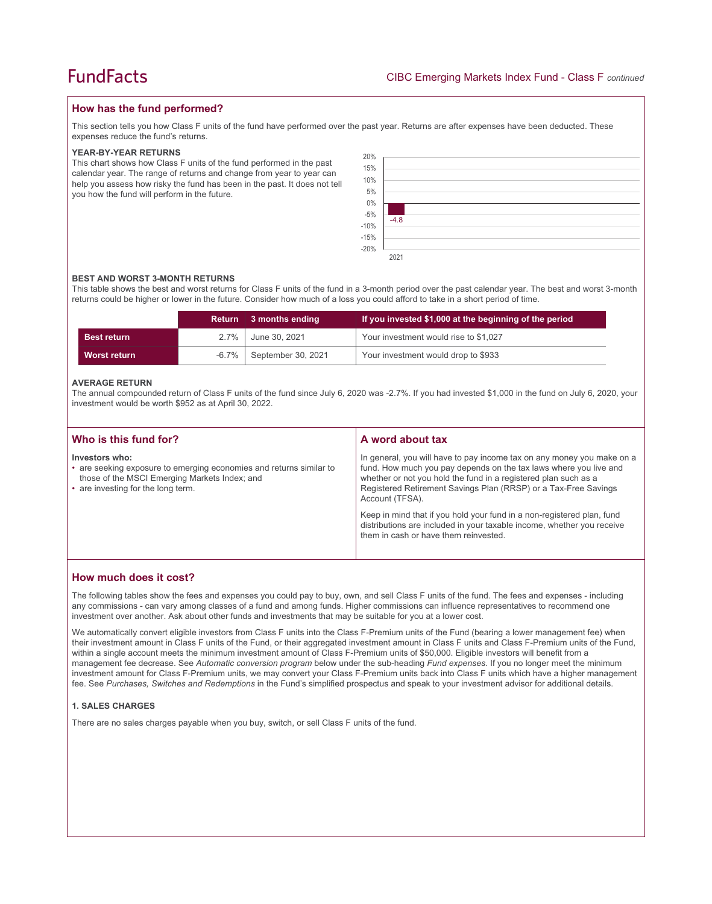## How has the fund performed?

This section tells you how Class F units of the fund have performed over the past year. Returns are after expenses have been deducted. These expenses reduce the fund's returns.

### YEAR-BY-YEAR RETURNS

This chart shows how Class F units of the fund performed in the past calendar year. The range of returns and change from year to year can help you assess how risky the fund has been in the past. It does not tell you how the fund will perform in the future.

| Year | Return (%) |
|---|---|
| 2021 | -4.8 |

### BEST AND WORST 3-MONTH RETURNS

This table shows the best and worst returns for Class F units of the fund in a 3-month period over the past calendar year. The best and worst 3-month returns could be higher or lower in the future. Consider how much of a loss you could afford to take in a short period of time.

| | Return | 3 months ending | If you invested $1,000 at the beginning of the period |
|---|---|---|---|
| **Best return** | 2.7% | June 30, 2021 | Your investment would rise to $1,027 |
| **Worst return** | -6.7% | September 30, 2021 | Your investment would drop to $933 |

### AVERAGE RETURN

The annual compounded return of Class F units of the fund since July 6, 2020 was -2.7%. If you had invested $1,000 in the fund on July 6, 2020, your investment would be worth $952 as at April 30, 2022.

## Who is this fund for?

**Investors who:**

- are seeking exposure to emerging economies and returns similar to those of the MSCI Emerging Markets Index; and
- are investing for the long term.

## A word about tax

In general, you will have to pay income tax on any money you make on a fund. How much you pay depends on the tax laws where you live and whether or not you hold the fund in a registered plan such as a Registered Retirement Savings Plan (RRSP) or a Tax-Free Savings Account (TFSA).

Keep in mind that if you hold your fund in a non-registered plan, fund distributions are included in your taxable income, whether you receive them in cash or have them reinvested.

## How much does it cost?

The following tables show the fees and expenses you could pay to buy, own, and sell Class F units of the fund. The fees and expenses - including any commissions - can vary among classes of a fund and among funds. Higher commissions can influence representatives to recommend one investment over another. Ask about other funds and investments that may be suitable for you at a lower cost.

We automatically convert eligible investors from Class F units into the Class F-Premium units of the Fund (bearing a lower management fee) when their investment amount in Class F units of the Fund, or their aggregated investment amount in Class F units and Class F-Premium units of the Fund, within a single account meets the minimum investment amount of Class F-Premium units of $50,000. Eligible investors will benefit from a management fee decrease. See *Automatic conversion program* below under the sub-heading *Fund expenses*. If you no longer meet the minimum investment amount for Class F-Premium units, we may convert your Class F-Premium units back into Class F units which have a higher management fee. See *Purchases, Switches and Redemptions* in the Fund's simplified prospectus and speak to your investment advisor for additional details.

### 1. SALES CHARGES

There are no sales charges payable when you buy, switch, or sell Class F units of the fund.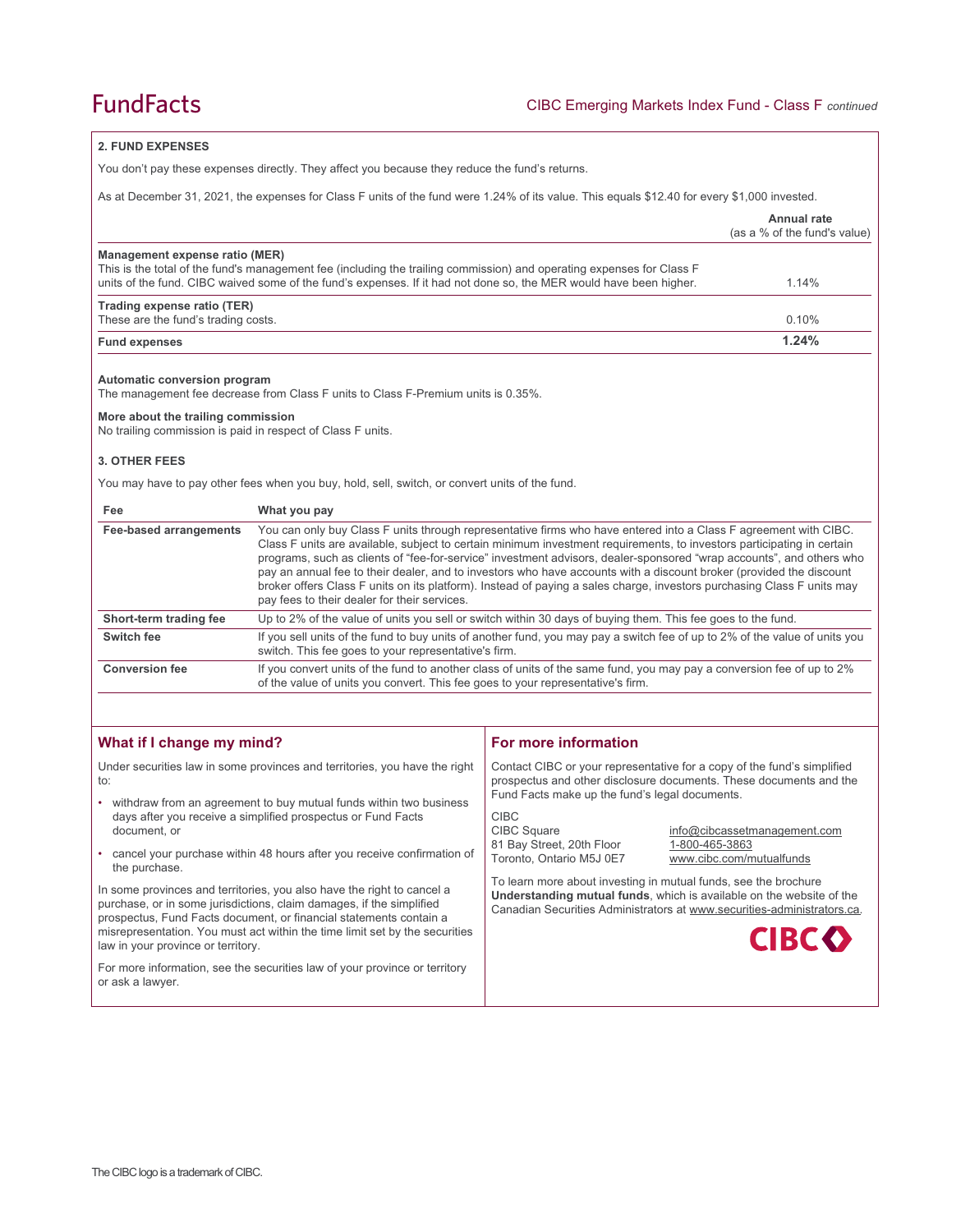## 2. FUND EXPENSES

You don't pay these expenses directly. They affect you because they reduce the fund's returns.

As at December 31, 2021, the expenses for Class F units of the fund were 1.24% of its value. This equals $12.40 for every $1,000 invested.

| | Annual rate (as a % of the fund's value) |
|---|---|
| **Management expense ratio (MER)** This is the total of the fund's management fee (including the trailing commission) and operating expenses for Class F units of the fund. CIBC waived some of the fund's expenses. If it had not done so, the MER would have been higher. | 1.14% |
| **Trading expense ratio (TER)** These are the fund's trading costs. | 0.10% |
| **Fund expenses** | **1.24%** |

**Automatic conversion program**
The management fee decrease from Class F units to Class F-Premium units is 0.35%.

**More about the trailing commission**
No trailing commission is paid in respect of Class F units.

## 3. OTHER FEES

You may have to pay other fees when you buy, hold, sell, switch, or convert units of the fund.

| Fee | What you pay |
|---|---|
| **Fee-based arrangements** | You can only buy Class F units through representative firms who have entered into a Class F agreement with CIBC. Class F units are available, subject to certain minimum investment requirements, to investors participating in certain programs, such as clients of "fee-for-service" investment advisors, dealer-sponsored "wrap accounts", and others who pay an annual fee to their dealer, and to investors who have accounts with a discount broker (provided the discount broker offers Class F units on its platform). Instead of paying a sales charge, investors purchasing Class F units may pay fees to their dealer for their services. |
| **Short-term trading fee** | Up to 2% of the value of units you sell or switch within 30 days of buying them. This fee goes to the fund. |
| **Switch fee** | If you sell units of the fund to buy units of another fund, you may pay a switch fee of up to 2% of the value of units you switch. This fee goes to your representative's firm. |
| **Conversion fee** | If you convert units of the fund to another class of units of the same fund, you may pay a conversion fee of up to 2% of the value of units you convert. This fee goes to your representative's firm. |

## What if I change my mind?

Under securities law in some provinces and territories, you have the right to:

- withdraw from an agreement to buy mutual funds within two business days after you receive a simplified prospectus or Fund Facts document, or
- cancel your purchase within 48 hours after you receive confirmation of the purchase.

In some provinces and territories, you also have the right to cancel a purchase, or in some jurisdictions, claim damages, if the simplified prospectus, Fund Facts document, or financial statements contain a misrepresentation. You must act within the time limit set by the securities law in your province or territory.

For more information, see the securities law of your province or territory or ask a lawyer.

## For more information

Contact CIBC or your representative for a copy of the fund's simplified prospectus and other disclosure documents. These documents and the Fund Facts make up the fund's legal documents.

CIBC
CIBC Square
81 Bay Street, 20th Floor
Toronto, Ontario M5J 0E7

info@cibcassetmanagement.com
1-800-465-3863
www.cibc.com/mutualfunds

To learn more about investing in mutual funds, see the brochure **Understanding mutual funds**, which is available on the website of the Canadian Securities Administrators at www.securities-administrators.ca.

The CIBC logo is a trademark of CIBC.